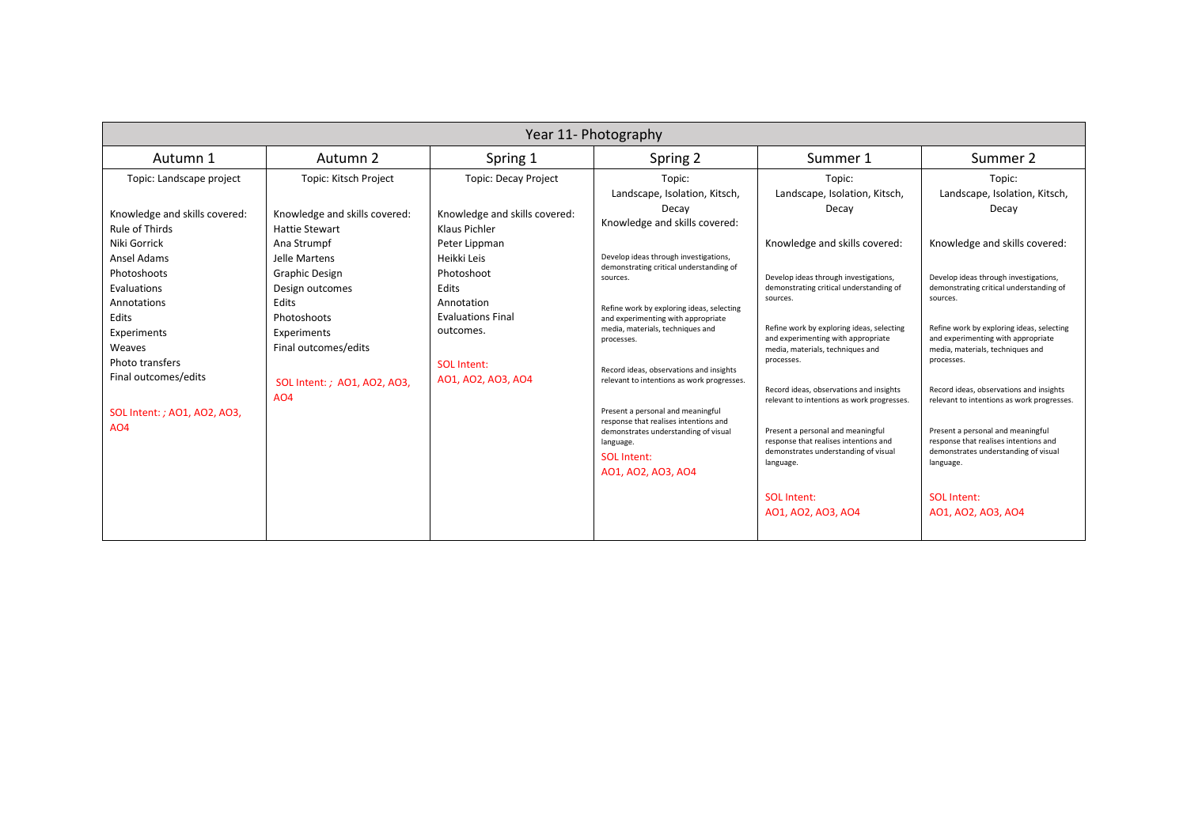| Year 11- Photography | | | | | |
|---|---|---|---|---|---|
| Autumn 1 | Autumn 2 | Spring 1 | Spring 2 | Summer 1 | Summer 2 |
| Topic: Landscape project<br><br>Knowledge and skills covered:<br>Rule of Thirds<br>Niki Gorrick<br>Ansel Adams<br>Photoshoots<br>Evaluations<br>Annotations<br>Edits<br>Experiments<br>Weaves<br>Photo transfers<br>Final outcomes/edits<br><br>SOL Intent: ; AO1, AO2, AO3, AO4 | Topic: Kitsch Project<br><br>Knowledge and skills covered:<br>Hattie Stewart<br>Ana Strumpf<br>Jelle Martens<br>Graphic Design<br>Design outcomes<br>Edits<br>Photoshoots<br>Experiments<br>Final outcomes/edits<br><br>SOL Intent: ; AO1, AO2, AO3, AO4 | Topic: Decay Project<br><br>Knowledge and skills covered:<br>Klaus Pichler<br>Peter Lippman<br>Heikki Leis<br>Photoshoot<br>Edits<br>Annotation<br>Evaluations Final outcomes.<br><br>SOL Intent:<br>AO1, AO2, AO3, AO4 | Topic:<br>Landscape, Isolation, Kitsch, Decay<br>Knowledge and skills covered:<br><br>Develop ideas through investigations, demonstrating critical understanding of sources.<br><br>Refine work by exploring ideas, selecting and experimenting with appropriate media, materials, techniques and processes.<br><br>Record ideas, observations and insights relevant to intentions as work progresses.<br><br>Present a personal and meaningful response that realises intentions and demonstrates understanding of visual language.<br>SOL Intent:<br>AO1, AO2, AO3, AO4 | Topic:<br>Landscape, Isolation, Kitsch, Decay<br><br>Knowledge and skills covered:<br><br>Develop ideas through investigations, demonstrating critical understanding of sources.<br><br>Refine work by exploring ideas, selecting and experimenting with appropriate media, materials, techniques and processes.<br><br>Record ideas, observations and insights relevant to intentions as work progresses.<br><br>Present a personal and meaningful response that realises intentions and demonstrates understanding of visual language.<br><br>SOL Intent:<br>AO1, AO2, AO3, AO4 | Topic:<br>Landscape, Isolation, Kitsch, Decay<br><br>Knowledge and skills covered:<br><br>Develop ideas through investigations, demonstrating critical understanding of sources.<br><br>Refine work by exploring ideas, selecting and experimenting with appropriate media, materials, techniques and processes.<br><br>Record ideas, observations and insights relevant to intentions as work progresses.<br><br>Present a personal and meaningful response that realises intentions and demonstrates understanding of visual language.<br><br>SOL Intent:<br>AO1, AO2, AO3, AO4 |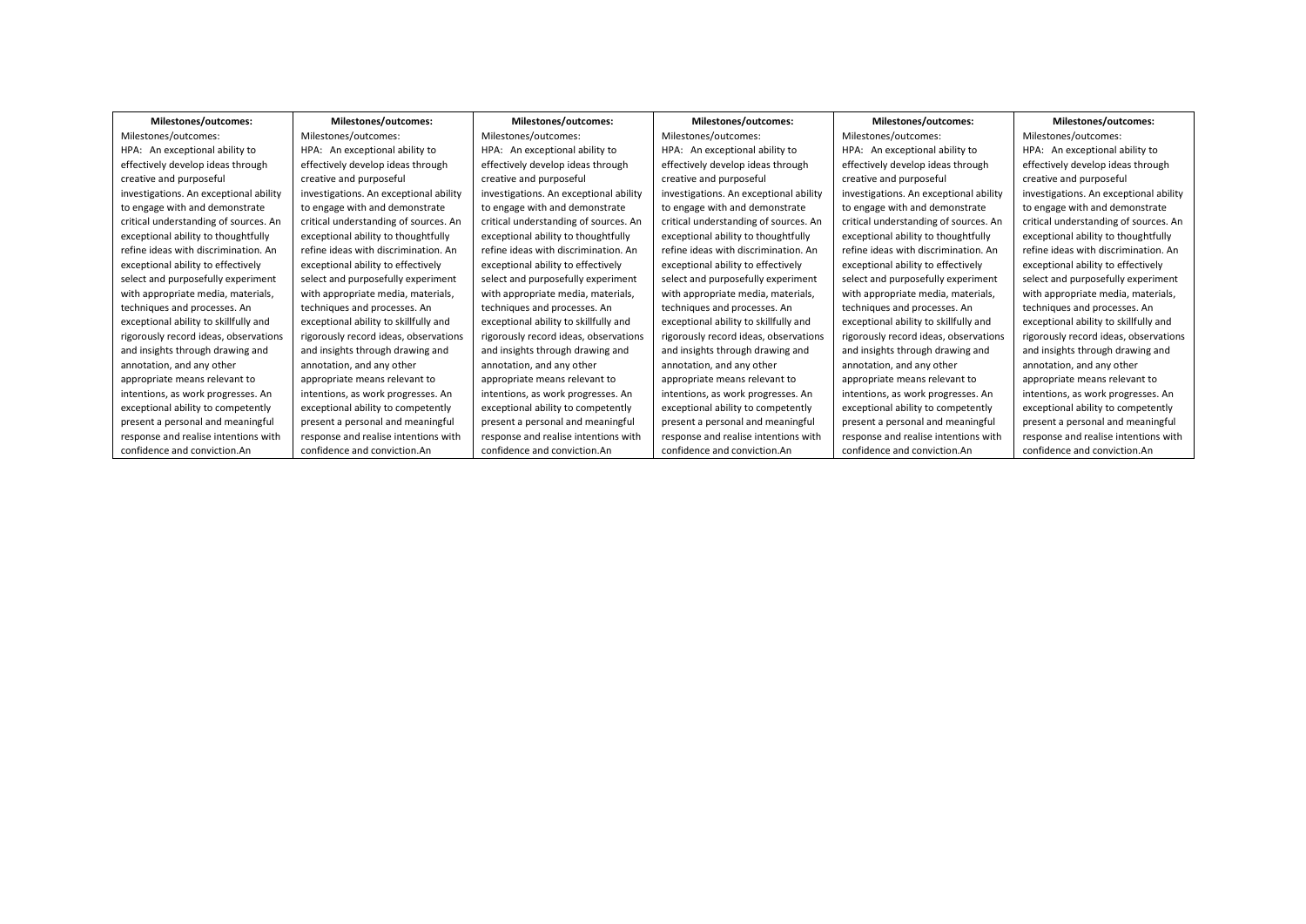| Milestones/outcomes: | Milestones/outcomes: | Milestones/outcomes: | Milestones/outcomes: | Milestones/outcomes: | Milestones/outcomes: |
|---|---|---|---|---|---|
| Milestones/outcomes: HPA: An exceptional ability to effectively develop ideas through creative and purposeful investigations. An exceptional ability to engage with and demonstrate critical understanding of sources. An exceptional ability to thoughtfully refine ideas with discrimination. An exceptional ability to effectively select and purposefully experiment with appropriate media, materials, techniques and processes. An exceptional ability to skillfully and rigorously record ideas, observations and insights through drawing and annotation, and any other appropriate means relevant to intentions, as work progresses. An exceptional ability to competently present a personal and meaningful response and realise intentions with confidence and conviction.An | Milestones/outcomes: HPA: An exceptional ability to effectively develop ideas through creative and purposeful investigations. An exceptional ability to engage with and demonstrate critical understanding of sources. An exceptional ability to thoughtfully refine ideas with discrimination. An exceptional ability to effectively select and purposefully experiment with appropriate media, materials, techniques and processes. An exceptional ability to skillfully and rigorously record ideas, observations and insights through drawing and annotation, and any other appropriate means relevant to intentions, as work progresses. An exceptional ability to competently present a personal and meaningful response and realise intentions with confidence and conviction.An | Milestones/outcomes: HPA: An exceptional ability to effectively develop ideas through creative and purposeful investigations. An exceptional ability to engage with and demonstrate critical understanding of sources. An exceptional ability to thoughtfully refine ideas with discrimination. An exceptional ability to effectively select and purposefully experiment with appropriate media, materials, techniques and processes. An exceptional ability to skillfully and rigorously record ideas, observations and insights through drawing and annotation, and any other appropriate means relevant to intentions, as work progresses. An exceptional ability to competently present a personal and meaningful response and realise intentions with confidence and conviction.An | Milestones/outcomes: HPA: An exceptional ability to effectively develop ideas through creative and purposeful investigations. An exceptional ability to engage with and demonstrate critical understanding of sources. An exceptional ability to thoughtfully refine ideas with discrimination. An exceptional ability to effectively select and purposefully experiment with appropriate media, materials, techniques and processes. An exceptional ability to skillfully and rigorously record ideas, observations and insights through drawing and annotation, and any other appropriate means relevant to intentions, as work progresses. An exceptional ability to competently present a personal and meaningful response and realise intentions with confidence and conviction.An | Milestones/outcomes: HPA: An exceptional ability to effectively develop ideas through creative and purposeful investigations. An exceptional ability to engage with and demonstrate critical understanding of sources. An exceptional ability to thoughtfully refine ideas with discrimination. An exceptional ability to effectively select and purposefully experiment with appropriate media, materials, techniques and processes. An exceptional ability to skillfully and rigorously record ideas, observations and insights through drawing and annotation, and any other appropriate means relevant to intentions, as work progresses. An exceptional ability to competently present a personal and meaningful response and realise intentions with confidence and conviction.An | Milestones/outcomes: HPA: An exceptional ability to effectively develop ideas through creative and purposeful investigations. An exceptional ability to engage with and demonstrate critical understanding of sources. An exceptional ability to thoughtfully refine ideas with discrimination. An exceptional ability to effectively select and purposefully experiment with appropriate media, materials, techniques and processes. An exceptional ability to skillfully and rigorously record ideas, observations and insights through drawing and annotation, and any other appropriate means relevant to intentions, as work progresses. An exceptional ability to competently present a personal and meaningful response and realise intentions with confidence and conviction.An |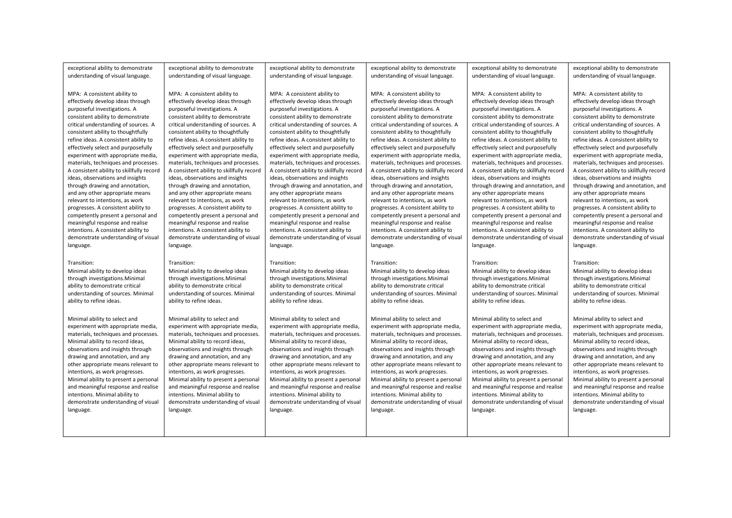| | | | | | |
|---|---|---|---|---|---|
| exceptional ability to demonstrate understanding of visual language.<br><br>MPA: A consistent ability to effectively develop ideas through purposeful investigations. A consistent ability to demonstrate critical understanding of sources. A consistent ability to thoughtfully refine ideas. A consistent ability to effectively select and purposefully experiment with appropriate media, materials, techniques and processes. A consistent ability to skillfully record ideas, observations and insights through drawing and annotation, and any other appropriate means relevant to intentions, as work progresses. A consistent ability to competently present a personal and meaningful response and realise intentions. A consistent ability to demonstrate understanding of visual language.<br><br>Transition:<br>Minimal ability to develop ideas through investigations.Minimal ability to demonstrate critical understanding of sources. Minimal ability to refine ideas.<br><br>Minimal ability to select and experiment with appropriate media, materials, techniques and processes. Minimal ability to record ideas, observations and insights through drawing and annotation, and any other appropriate means relevant to intentions, as work progresses. Minimal ability to present a personal and meaningful response and realise intentions. Minimal ability to demonstrate understanding of visual language. | exceptional ability to demonstrate understanding of visual language.<br><br>MPA: A consistent ability to effectively develop ideas through purposeful investigations. A consistent ability to demonstrate critical understanding of sources. A consistent ability to thoughtfully refine ideas. A consistent ability to effectively select and purposefully experiment with appropriate media, materials, techniques and processes. A consistent ability to skillfully record ideas, observations and insights through drawing and annotation, and any other appropriate means relevant to intentions, as work progresses. A consistent ability to competently present a personal and meaningful response and realise intentions. A consistent ability to demonstrate understanding of visual language.<br><br>Transition:<br>Minimal ability to develop ideas through investigations.Minimal ability to demonstrate critical understanding of sources. Minimal ability to refine ideas.<br><br>Minimal ability to select and experiment with appropriate media, materials, techniques and processes. Minimal ability to record ideas, observations and insights through drawing and annotation, and any other appropriate means relevant to intentions, as work progresses. Minimal ability to present a personal and meaningful response and realise intentions. Minimal ability to demonstrate understanding of visual language. | exceptional ability to demonstrate understanding of visual language.<br><br>MPA: A consistent ability to effectively develop ideas through purposeful investigations. A consistent ability to demonstrate critical understanding of sources. A consistent ability to thoughtfully refine ideas. A consistent ability to effectively select and purposefully experiment with appropriate media, materials, techniques and processes. A consistent ability to skillfully record ideas, observations and insights through drawing and annotation, and any other appropriate means relevant to intentions, as work progresses. A consistent ability to competently present a personal and meaningful response and realise intentions. A consistent ability to demonstrate understanding of visual language.<br><br>Transition:<br>Minimal ability to develop ideas through investigations.Minimal ability to demonstrate critical understanding of sources. Minimal ability to refine ideas.<br><br>Minimal ability to select and experiment with appropriate media, materials, techniques and processes. Minimal ability to record ideas, observations and insights through drawing and annotation, and any other appropriate means relevant to intentions, as work progresses. Minimal ability to present a personal and meaningful response and realise intentions. Minimal ability to demonstrate understanding of visual language. | exceptional ability to demonstrate understanding of visual language.<br><br>MPA: A consistent ability to effectively develop ideas through purposeful investigations. A consistent ability to demonstrate critical understanding of sources. A consistent ability to thoughtfully refine ideas. A consistent ability to effectively select and purposefully experiment with appropriate media, materials, techniques and processes. A consistent ability to skillfully record ideas, observations and insights through drawing and annotation, and any other appropriate means relevant to intentions, as work progresses. A consistent ability to competently present a personal and meaningful response and realise intentions. A consistent ability to demonstrate understanding of visual language.<br><br>Transition:<br>Minimal ability to develop ideas through investigations.Minimal ability to demonstrate critical understanding of sources. Minimal ability to refine ideas.<br><br>Minimal ability to select and experiment with appropriate media, materials, techniques and processes. Minimal ability to record ideas, observations and insights through drawing and annotation, and any other appropriate means relevant to intentions, as work progresses. Minimal ability to present a personal and meaningful response and realise intentions. Minimal ability to demonstrate understanding of visual language. | exceptional ability to demonstrate understanding of visual language.<br><br>MPA: A consistent ability to effectively develop ideas through purposeful investigations. A consistent ability to demonstrate critical understanding of sources. A consistent ability to thoughtfully refine ideas. A consistent ability to effectively select and purposefully experiment with appropriate media, materials, techniques and processes. A consistent ability to skillfully record ideas, observations and insights through drawing and annotation, and any other appropriate means relevant to intentions, as work progresses. A consistent ability to competently present a personal and meaningful response and realise intentions. A consistent ability to demonstrate understanding of visual language.<br><br>Transition:<br>Minimal ability to develop ideas through investigations.Minimal ability to demonstrate critical understanding of sources. Minimal ability to refine ideas.<br><br>Minimal ability to select and experiment with appropriate media, materials, techniques and processes. Minimal ability to record ideas, observations and insights through drawing and annotation, and any other appropriate means relevant to intentions, as work progresses. Minimal ability to present a personal and meaningful response and realise intentions. Minimal ability to demonstrate understanding of visual language. | exceptional ability to demonstrate understanding of visual language.<br><br>MPA: A consistent ability to effectively develop ideas through purposeful investigations. A consistent ability to demonstrate critical understanding of sources. A consistent ability to thoughtfully refine ideas. A consistent ability to effectively select and purposefully experiment with appropriate media, materials, techniques and processes. A consistent ability to skillfully record ideas, observations and insights through drawing and annotation, and any other appropriate means relevant to intentions, as work progresses. A consistent ability to competently present a personal and meaningful response and realise intentions. A consistent ability to demonstrate understanding of visual language.<br><br>Transition:<br>Minimal ability to develop ideas through investigations.Minimal ability to demonstrate critical understanding of sources. Minimal ability to refine ideas.<br><br>Minimal ability to select and experiment with appropriate media, materials, techniques and processes. Minimal ability to record ideas, observations and insights through drawing and annotation, and any other appropriate means relevant to intentions, as work progresses. Minimal ability to present a personal and meaningful response and realise intentions. Minimal ability to demonstrate understanding of visual language. |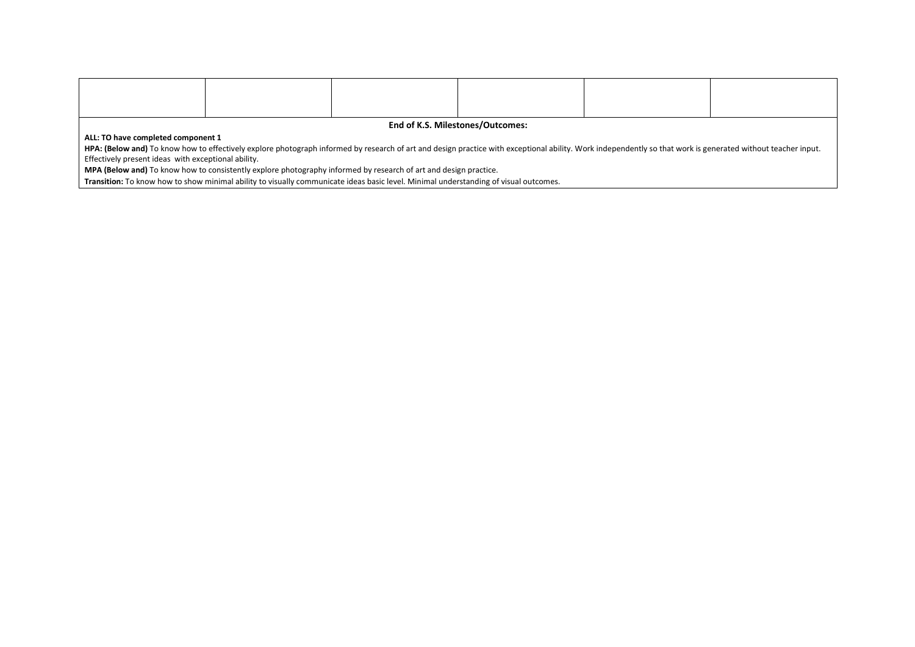| | | | | | |
|---|---|---|---|---|---|
| | | | | | |

**End of K.S. Milestones/Outcomes:**

**ALL: TO have completed component 1**

**HPA: (Below and)** To know how to effectively explore photograph informed by research of art and design practice with exceptional ability. Work independently so that work is generated without teacher input. Effectively present ideas with exceptional ability.

**MPA (Below and)** To know how to consistently explore photography informed by research of art and design practice.

**Transition:** To know how to show minimal ability to visually communicate ideas basic level. Minimal understanding of visual outcomes.